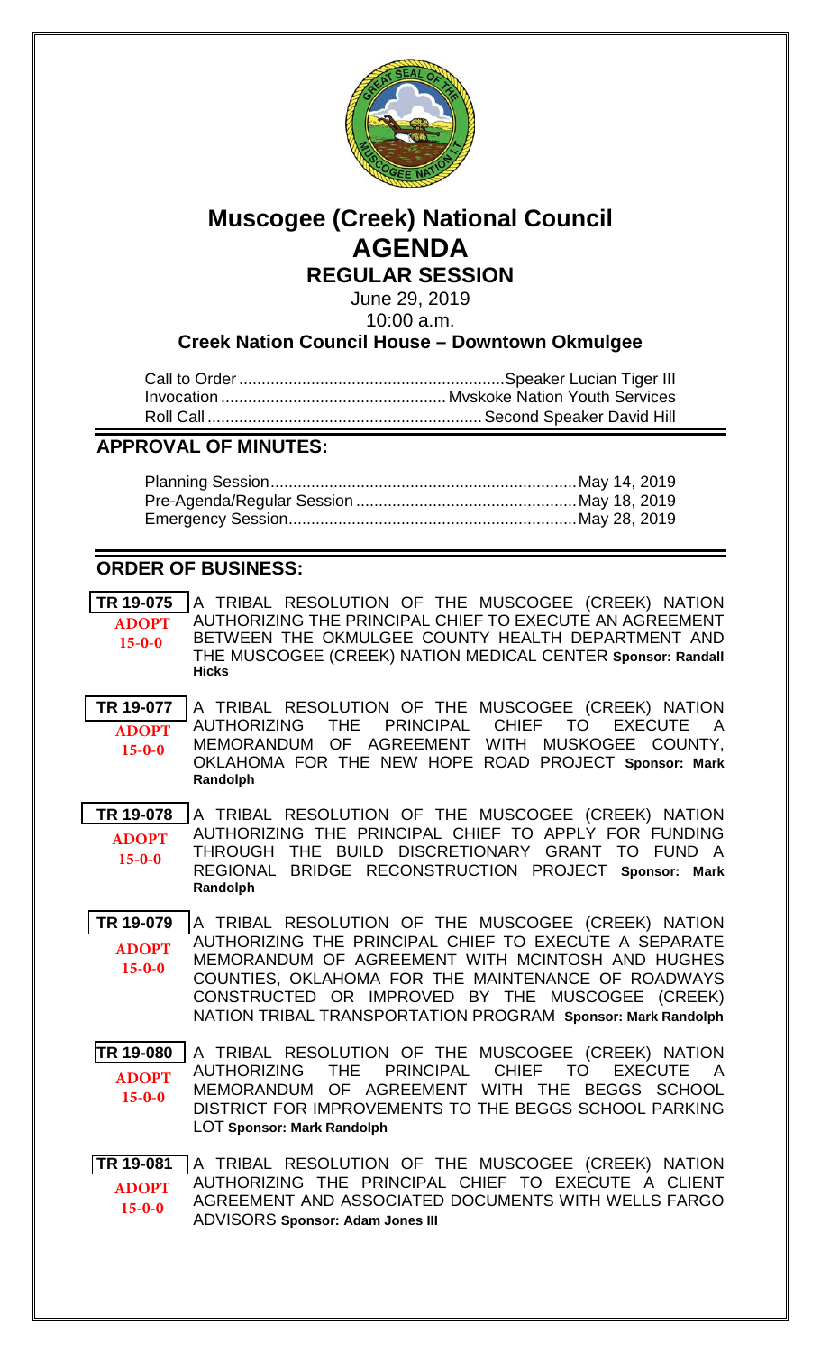# Muscogee (Creek) National Council
# AGENDA
## REGULAR SESSION

June 29, 2019
10:00 a.m.

**Creek Nation Council House – Downtown Okmulgee**

Call to Order ........................................................... Speaker Lucian Tiger III
Invocation .................................................. Mvskoke Nation Youth Services
Roll Call ............................................................ Second Speaker David Hill

## APPROVAL OF MINUTES:

Planning Session .................................................................... May 14, 2019
Pre-Agenda/Regular Session ................................................ May 18, 2019
Emergency Session ................................................................ May 28, 2019

## ORDER OF BUSINESS:

**TR 19-075** — **ADOPT 15-0-0**
A TRIBAL RESOLUTION OF THE MUSCOGEE (CREEK) NATION AUTHORIZING THE PRINCIPAL CHIEF TO EXECUTE AN AGREEMENT BETWEEN THE OKMULGEE COUNTY HEALTH DEPARTMENT AND THE MUSCOGEE (CREEK) NATION MEDICAL CENTER **Sponsor: Randall Hicks**

**TR 19-077** — **ADOPT 15-0-0**
A TRIBAL RESOLUTION OF THE MUSCOGEE (CREEK) NATION AUTHORIZING THE PRINCIPAL CHIEF TO EXECUTE A MEMORANDUM OF AGREEMENT WITH MUSKOGEE COUNTY, OKLAHOMA FOR THE NEW HOPE ROAD PROJECT **Sponsor: Mark Randolph**

**TR 19-078** — **ADOPT 15-0-0**
A TRIBAL RESOLUTION OF THE MUSCOGEE (CREEK) NATION AUTHORIZING THE PRINCIPAL CHIEF TO APPLY FOR FUNDING THROUGH THE BUILD DISCRETIONARY GRANT TO FUND A REGIONAL BRIDGE RECONSTRUCTION PROJECT **Sponsor: Mark Randolph**

**TR 19-079** — **ADOPT 15-0-0**
A TRIBAL RESOLUTION OF THE MUSCOGEE (CREEK) NATION AUTHORIZING THE PRINCIPAL CHIEF TO EXECUTE A SEPARATE MEMORANDUM OF AGREEMENT WITH MCINTOSH AND HUGHES COUNTIES, OKLAHOMA FOR THE MAINTENANCE OF ROADWAYS CONSTRUCTED OR IMPROVED BY THE MUSCOGEE (CREEK) NATION TRIBAL TRANSPORTATION PROGRAM **Sponsor: Mark Randolph**

**TR 19-080** — **ADOPT 15-0-0**
A TRIBAL RESOLUTION OF THE MUSCOGEE (CREEK) NATION AUTHORIZING THE PRINCIPAL CHIEF TO EXECUTE A MEMORANDUM OF AGREEMENT WITH THE BEGGS SCHOOL DISTRICT FOR IMPROVEMENTS TO THE BEGGS SCHOOL PARKING LOT **Sponsor: Mark Randolph**

**TR 19-081** — **ADOPT 15-0-0**
A TRIBAL RESOLUTION OF THE MUSCOGEE (CREEK) NATION AUTHORIZING THE PRINCIPAL CHIEF TO EXECUTE A CLIENT AGREEMENT AND ASSOCIATED DOCUMENTS WITH WELLS FARGO ADVISORS **Sponsor: Adam Jones III**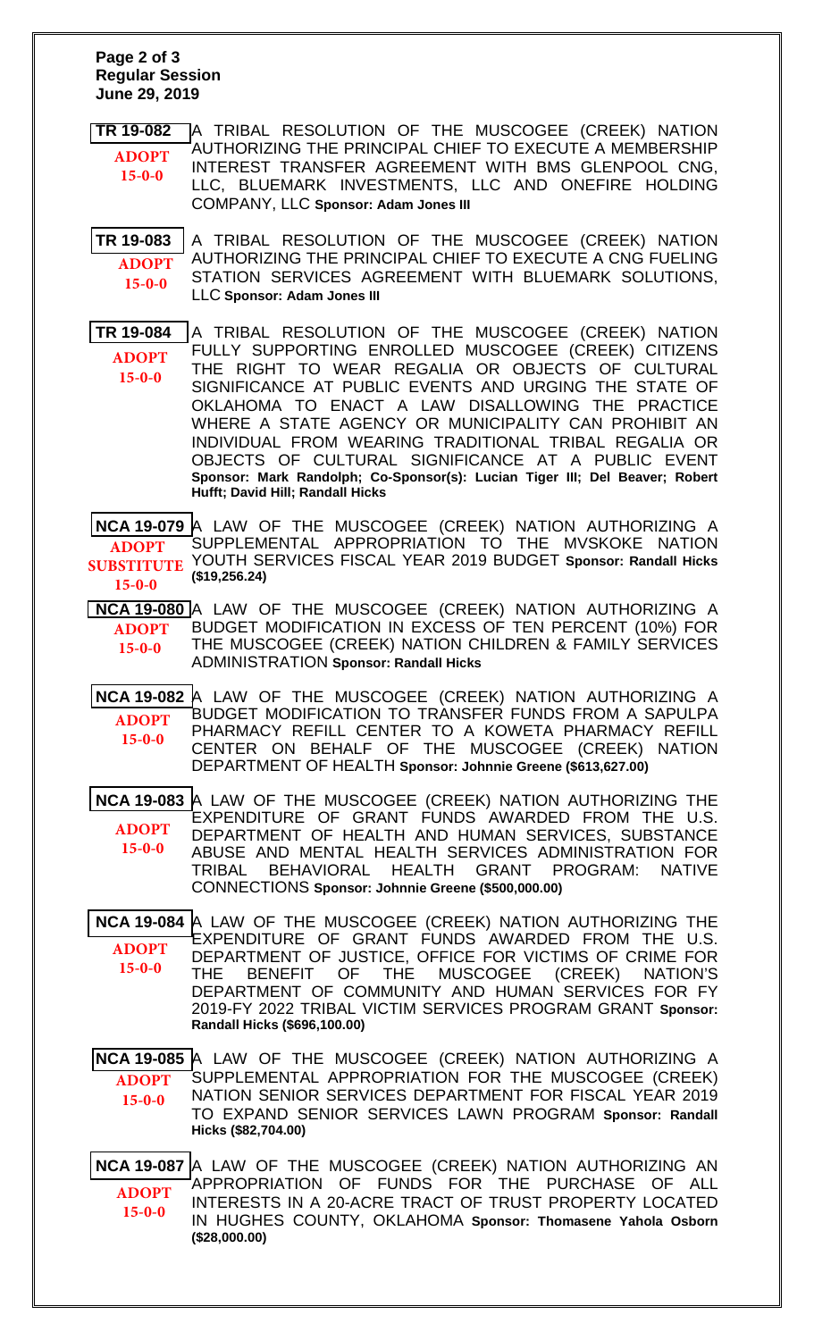**Page 2 of 3**
**Regular Session**
**June 29, 2019**

| | |
|---|---|
| **TR 19-082** ADOPT 15-0-0 | A TRIBAL RESOLUTION OF THE MUSCOGEE (CREEK) NATION AUTHORIZING THE PRINCIPAL CHIEF TO EXECUTE A MEMBERSHIP INTEREST TRANSFER AGREEMENT WITH BMS GLENPOOL CNG, LLC, BLUEMARK INVESTMENTS, LLC AND ONEFIRE HOLDING COMPANY, LLC **Sponsor: Adam Jones III** |
| **TR 19-083** ADOPT 15-0-0 | A TRIBAL RESOLUTION OF THE MUSCOGEE (CREEK) NATION AUTHORIZING THE PRINCIPAL CHIEF TO EXECUTE A CNG FUELING STATION SERVICES AGREEMENT WITH BLUEMARK SOLUTIONS, LLC **Sponsor: Adam Jones III** |
| **TR 19-084** ADOPT 15-0-0 | A TRIBAL RESOLUTION OF THE MUSCOGEE (CREEK) NATION FULLY SUPPORTING ENROLLED MUSCOGEE (CREEK) CITIZENS THE RIGHT TO WEAR REGALIA OR OBJECTS OF CULTURAL SIGNIFICANCE AT PUBLIC EVENTS AND URGING THE STATE OF OKLAHOMA TO ENACT A LAW DISALLOWING THE PRACTICE WHERE A STATE AGENCY OR MUNICIPALITY CAN PROHIBIT AN INDIVIDUAL FROM WEARING TRADITIONAL TRIBAL REGALIA OR OBJECTS OF CULTURAL SIGNIFICANCE AT A PUBLIC EVENT **Sponsor: Mark Randolph; Co-Sponsor(s): Lucian Tiger III; Del Beaver; Robert Hufft; David Hill; Randall Hicks** |
| **NCA 19-079** ADOPT SUBSTITUTE 15-0-0 | A LAW OF THE MUSCOGEE (CREEK) NATION AUTHORIZING A SUPPLEMENTAL APPROPRIATION TO THE MVSKOKE NATION YOUTH SERVICES FISCAL YEAR 2019 BUDGET **Sponsor: Randall Hicks ($19,256.24)** |
| **NCA 19-080** ADOPT 15-0-0 | A LAW OF THE MUSCOGEE (CREEK) NATION AUTHORIZING A BUDGET MODIFICATION IN EXCESS OF TEN PERCENT (10%) FOR THE MUSCOGEE (CREEK) NATION CHILDREN & FAMILY SERVICES ADMINISTRATION **Sponsor: Randall Hicks** |
| **NCA 19-082** ADOPT 15-0-0 | A LAW OF THE MUSCOGEE (CREEK) NATION AUTHORIZING A BUDGET MODIFICATION TO TRANSFER FUNDS FROM A SAPULPA PHARMACY REFILL CENTER TO A KOWETA PHARMACY REFILL CENTER ON BEHALF OF THE MUSCOGEE (CREEK) NATION DEPARTMENT OF HEALTH **Sponsor: Johnnie Greene ($613,627.00)** |
| **NCA 19-083** ADOPT 15-0-0 | A LAW OF THE MUSCOGEE (CREEK) NATION AUTHORIZING THE EXPENDITURE OF GRANT FUNDS AWARDED FROM THE U.S. DEPARTMENT OF HEALTH AND HUMAN SERVICES, SUBSTANCE ABUSE AND MENTAL HEALTH SERVICES ADMINISTRATION FOR TRIBAL BEHAVIORAL HEALTH GRANT PROGRAM: NATIVE CONNECTIONS **Sponsor: Johnnie Greene ($500,000.00)** |
| **NCA 19-084** ADOPT 15-0-0 | A LAW OF THE MUSCOGEE (CREEK) NATION AUTHORIZING THE EXPENDITURE OF GRANT FUNDS AWARDED FROM THE U.S. DEPARTMENT OF JUSTICE, OFFICE FOR VICTIMS OF CRIME FOR THE BENEFIT OF THE MUSCOGEE (CREEK) NATION'S DEPARTMENT OF COMMUNITY AND HUMAN SERVICES FOR FY 2019-FY 2022 TRIBAL VICTIM SERVICES PROGRAM GRANT **Sponsor: Randall Hicks ($696,100.00)** |
| **NCA 19-085** ADOPT 15-0-0 | A LAW OF THE MUSCOGEE (CREEK) NATION AUTHORIZING A SUPPLEMENTAL APPROPRIATION FOR THE MUSCOGEE (CREEK) NATION SENIOR SERVICES DEPARTMENT FOR FISCAL YEAR 2019 TO EXPAND SENIOR SERVICES LAWN PROGRAM **Sponsor: Randall Hicks ($82,704.00)** |
| **NCA 19-087** ADOPT 15-0-0 | A LAW OF THE MUSCOGEE (CREEK) NATION AUTHORIZING AN APPROPRIATION OF FUNDS FOR THE PURCHASE OF ALL INTERESTS IN A 20-ACRE TRACT OF TRUST PROPERTY LOCATED IN HUGHES COUNTY, OKLAHOMA **Sponsor: Thomasene Yahola Osborn ($28,000.00)** |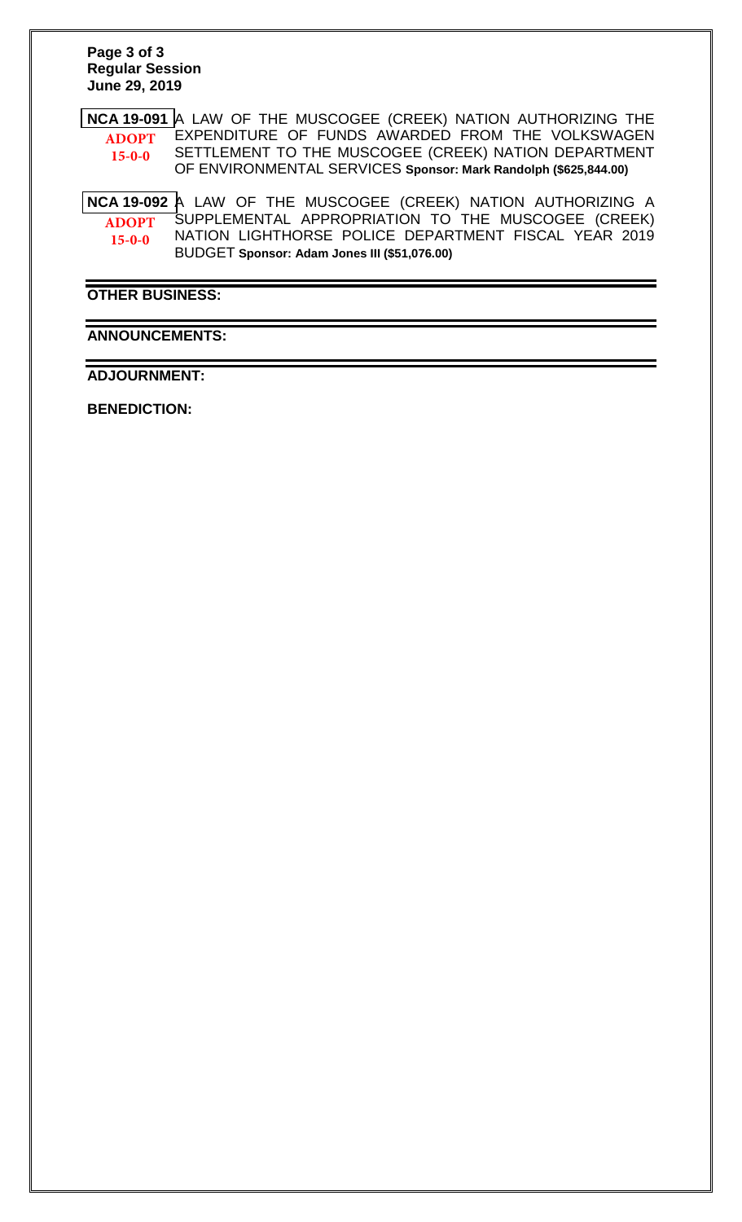**Regular Session**
**June 29, 2019**

**NCA 19-091** A LAW OF THE MUSCOGEE (CREEK) NATION AUTHORIZING THE EXPENDITURE OF FUNDS AWARDED FROM THE VOLKSWAGEN SETTLEMENT TO THE MUSCOGEE (CREEK) NATION DEPARTMENT OF ENVIRONMENTAL SERVICES **Sponsor: Mark Randolph ($625,844.00)**

**ADOPT 15-0-0**

**NCA 19-092** A LAW OF THE MUSCOGEE (CREEK) NATION AUTHORIZING A SUPPLEMENTAL APPROPRIATION TO THE MUSCOGEE (CREEK) NATION LIGHTHORSE POLICE DEPARTMENT FISCAL YEAR 2019 BUDGET **Sponsor: Adam Jones III ($51,076.00)**

**ADOPT 15-0-0**

---

**OTHER BUSINESS:**

---

**ANNOUNCEMENTS:**

---

**ADJOURNMENT:**

**BENEDICTION:**